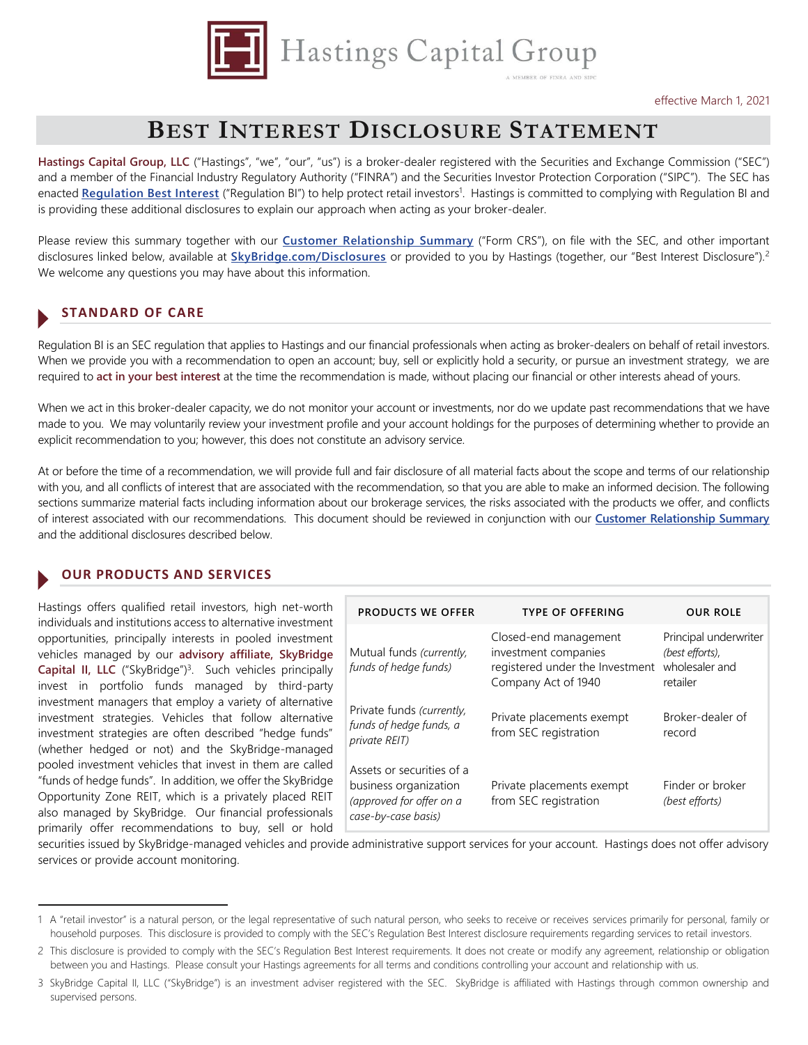Hastings Capital Group

A MEMBER OF FINRA AND SIPC

effective March 1, 2021

# BEST INTEREST DISCLOSURE STATEMENT

**Hastings Capital Group, LLC** ("Hastings", "we", "our", "us") is a broker-dealer registered with the Securities and Exchange Commission ("SEC") and a member of the Financial Industry Regulatory Authority ("FINRA") and the Securities Investor Protection Corporation ("SIPC"). The SEC has enacted **Regulation Best Interest** ("Regulation BI") to help protect retail investors[1]. Hastings is committed to complying with Regulation BI and is providing these additional disclosures to explain our approach when acting as your broker-dealer.

Please review this summary together with our **Customer Relationship Summary** ("Form CRS"), on file with the SEC, and other important disclosures linked below, available at **SkyBridge.com/Disclosures** or provided to you by Hastings (together, our "Best Interest Disclosure").[2] We welcome any questions you may have about this information.

## STANDARD OF CARE

Regulation BI is an SEC regulation that applies to Hastings and our financial professionals when acting as broker-dealers on behalf of retail investors. When we provide you with a recommendation to open an account; buy, sell or explicitly hold a security, or pursue an investment strategy, we are required to **act in your best interest** at the time the recommendation is made, without placing our financial or other interests ahead of yours.

When we act in this broker-dealer capacity, we do not monitor your account or investments, nor do we update past recommendations that we have made to you. We may voluntarily review your investment profile and your account holdings for the purposes of determining whether to provide an explicit recommendation to you; however, this does not constitute an advisory service.

At or before the time of a recommendation, we will provide full and fair disclosure of all material facts about the scope and terms of our relationship with you, and all conflicts of interest that are associated with the recommendation, so that you are able to make an informed decision. The following sections summarize material facts including information about our brokerage services, the risks associated with the products we offer, and conflicts of interest associated with our recommendations. This document should be reviewed in conjunction with our **Customer Relationship Summary** and the additional disclosures described below.

## OUR PRODUCTS AND SERVICES

Hastings offers qualified retail investors, high net-worth individuals and institutions access to alternative investment opportunities, principally interests in pooled investment vehicles managed by our **advisory affiliate, SkyBridge Capital II, LLC** ("SkyBridge")[3]. Such vehicles principally invest in portfolio funds managed by third-party investment managers that employ a variety of alternative investment strategies. Vehicles that follow alternative investment strategies are often described "hedge funds" (whether hedged or not) and the SkyBridge-managed pooled investment vehicles that invest in them are called "funds of hedge funds". In addition, we offer the SkyBridge Opportunity Zone REIT, which is a privately placed REIT also managed by SkyBridge. Our financial professionals primarily offer recommendations to buy, sell or hold securities issued by SkyBridge-managed vehicles and provide administrative support services for your account. Hastings does not offer advisory services or provide account monitoring.

| PRODUCTS WE OFFER | TYPE OF OFFERING | OUR ROLE |
|---|---|---|
| Mutual funds *(currently, funds of hedge funds)* | Closed-end management investment companies registered under the Investment Company Act of 1940 | Principal underwriter *(best efforts)*, wholesaler and retailer |
| Private funds *(currently, funds of hedge funds, a private REIT)* | Private placements exempt from SEC registration | Broker-dealer of record |
| Assets or securities of a business organization *(approved for offer on a case-by-case basis)* | Private placements exempt from SEC registration | Finder or broker *(best efforts)* |

---

1 A "retail investor" is a natural person, or the legal representative of such natural person, who seeks to receive or receives services primarily for personal, family or household purposes. This disclosure is provided to comply with the SEC's Regulation Best Interest disclosure requirements regarding services to retail investors.

2 This disclosure is provided to comply with the SEC's Regulation Best Interest requirements. It does not create or modify any agreement, relationship or obligation between you and Hastings. Please consult your Hastings agreements for all terms and conditions controlling your account and relationship with us.

3 SkyBridge Capital II, LLC ("SkyBridge") is an investment adviser registered with the SEC. SkyBridge is affiliated with Hastings through common ownership and supervised persons.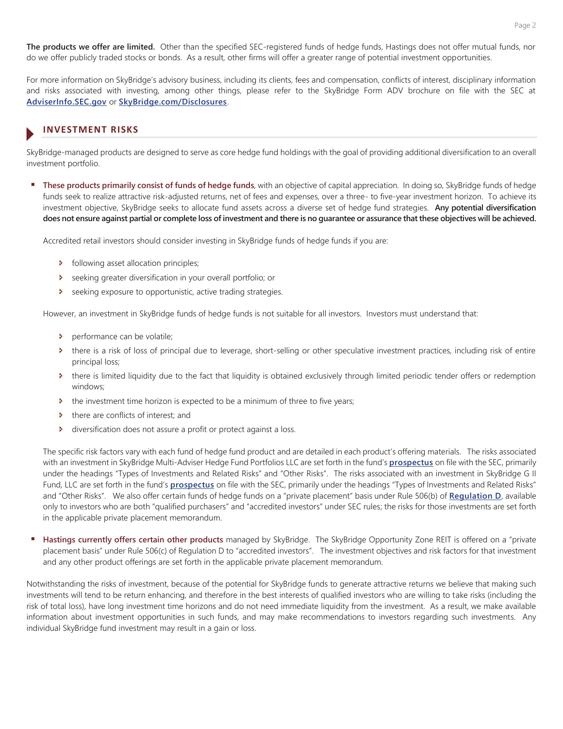**The products we offer are limited.** Other than the specified SEC-registered funds of hedge funds, Hastings does not offer mutual funds, nor do we offer publicly traded stocks or bonds. As a result, other firms will offer a greater range of potential investment opportunities.

For more information on SkyBridge's advisory business, including its clients, fees and compensation, conflicts of interest, disciplinary information and risks associated with investing, among other things, please refer to the SkyBridge Form ADV brochure on file with the SEC at **AdviserInfo.SEC.gov** or **SkyBridge.com/Disclosures**.

## INVESTMENT RISKS

SkyBridge-managed products are designed to serve as core hedge fund holdings with the goal of providing additional diversification to an overall investment portfolio.

- **These products primarily consist of funds of hedge funds**, with an objective of capital appreciation. In doing so, SkyBridge funds of hedge funds seek to realize attractive risk-adjusted returns, net of fees and expenses, over a three- to five-year investment horizon. To achieve its investment objective, SkyBridge seeks to allocate fund assets across a diverse set of hedge fund strategies. **Any potential diversification does not ensure against partial or complete loss of investment and there is no guarantee or assurance that these objectives will be achieved.**

  Accredited retail investors should consider investing in SkyBridge funds of hedge funds if you are:

  - following asset allocation principles;
  - seeking greater diversification in your overall portfolio; or
  - seeking exposure to opportunistic, active trading strategies.

  However, an investment in SkyBridge funds of hedge funds is not suitable for all investors. Investors must understand that:

  - performance can be volatile;
  - there is a risk of loss of principal due to leverage, short-selling or other speculative investment practices, including risk of entire principal loss;
  - there is limited liquidity due to the fact that liquidity is obtained exclusively through limited periodic tender offers or redemption windows;
  - the investment time horizon is expected to be a minimum of three to five years;
  - there are conflicts of interest; and
  - diversification does not assure a profit or protect against a loss.

  The specific risk factors vary with each fund of hedge fund product and are detailed in each product's offering materials. The risks associated with an investment in SkyBridge Multi-Adviser Hedge Fund Portfolios LLC are set forth in the fund's **prospectus** on file with the SEC, primarily under the headings "Types of Investments and Related Risks" and "Other Risks". The risks associated with an investment in SkyBridge G II Fund, LLC are set forth in the fund's **prospectus** on file with the SEC, primarily under the headings "Types of Investments and Related Risks" and "Other Risks". We also offer certain funds of hedge funds on a "private placement" basis under Rule 506(b) of **Regulation D**, available only to investors who are both "qualified purchasers" and "accredited investors" under SEC rules; the risks for those investments are set forth in the applicable private placement memorandum.

- **Hastings currently offers certain other products** managed by SkyBridge. The SkyBridge Opportunity Zone REIT is offered on a "private placement basis" under Rule 506(c) of Regulation D to "accredited investors". The investment objectives and risk factors for that investment and any other product offerings are set forth in the applicable private placement memorandum.

Notwithstanding the risks of investment, because of the potential for SkyBridge funds to generate attractive returns we believe that making such investments will tend to be return enhancing, and therefore in the best interests of qualified investors who are willing to take risks (including the risk of total loss), have long investment time horizons and do not need immediate liquidity from the investment. As a result, we make available information about investment opportunities in such funds, and may make recommendations to investors regarding such investments. Any individual SkyBridge fund investment may result in a gain or loss.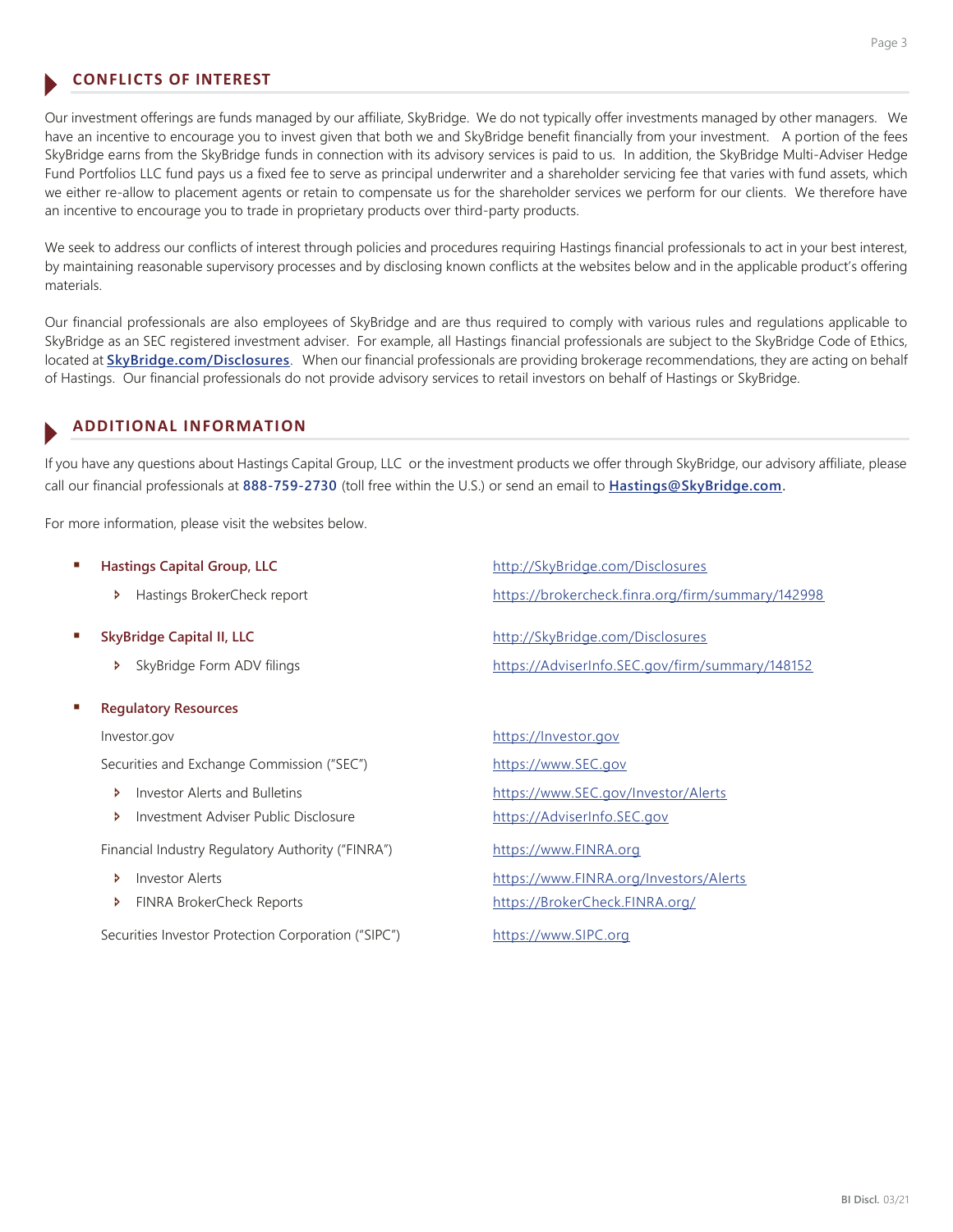## CONFLICTS OF INTEREST

Our investment offerings are funds managed by our affiliate, SkyBridge. We do not typically offer investments managed by other managers. We have an incentive to encourage you to invest given that both we and SkyBridge benefit financially from your investment. A portion of the fees SkyBridge earns from the SkyBridge funds in connection with its advisory services is paid to us. In addition, the SkyBridge Multi-Adviser Hedge Fund Portfolios LLC fund pays us a fixed fee to serve as principal underwriter and a shareholder servicing fee that varies with fund assets, which we either re-allow to placement agents or retain to compensate us for the shareholder services we perform for our clients. We therefore have an incentive to encourage you to trade in proprietary products over third-party products.

We seek to address our conflicts of interest through policies and procedures requiring Hastings financial professionals to act in your best interest, by maintaining reasonable supervisory processes and by disclosing known conflicts at the websites below and in the applicable product's offering materials.

Our financial professionals are also employees of SkyBridge and are thus required to comply with various rules and regulations applicable to SkyBridge as an SEC registered investment adviser. For example, all Hastings financial professionals are subject to the SkyBridge Code of Ethics, located at **SkyBridge.com/Disclosures**. When our financial professionals are providing brokerage recommendations, they are acting on behalf of Hastings. Our financial professionals do not provide advisory services to retail investors on behalf of Hastings or SkyBridge.

## ADDITIONAL INFORMATION

If you have any questions about Hastings Capital Group, LLC or the investment products we offer through SkyBridge, our advisory affiliate, please call our financial professionals at **888-759-2730** (toll free within the U.S.) or send an email to **Hastings@SkyBridge.com**.

For more information, please visit the websites below.

- **Hastings Capital Group, LLC** — http://SkyBridge.com/Disclosures
  - Hastings BrokerCheck report — https://brokercheck.finra.org/firm/summary/142998
- **SkyBridge Capital II, LLC** — http://SkyBridge.com/Disclosures
  - SkyBridge Form ADV filings — https://AdviserInfo.SEC.gov/firm/summary/148152
- **Regulatory Resources**
  - Investor.gov — https://Investor.gov
  - Securities and Exchange Commission ("SEC") — https://www.SEC.gov
    - Investor Alerts and Bulletins — https://www.SEC.gov/Investor/Alerts
    - Investment Adviser Public Disclosure — https://AdviserInfo.SEC.gov
  - Financial Industry Regulatory Authority ("FINRA") — https://www.FINRA.org
    - Investor Alerts — https://www.FINRA.org/Investors/Alerts
    - FINRA BrokerCheck Reports — https://BrokerCheck.FINRA.org/
  - Securities Investor Protection Corporation ("SIPC") — https://www.SIPC.org

BI Discl. 03/21